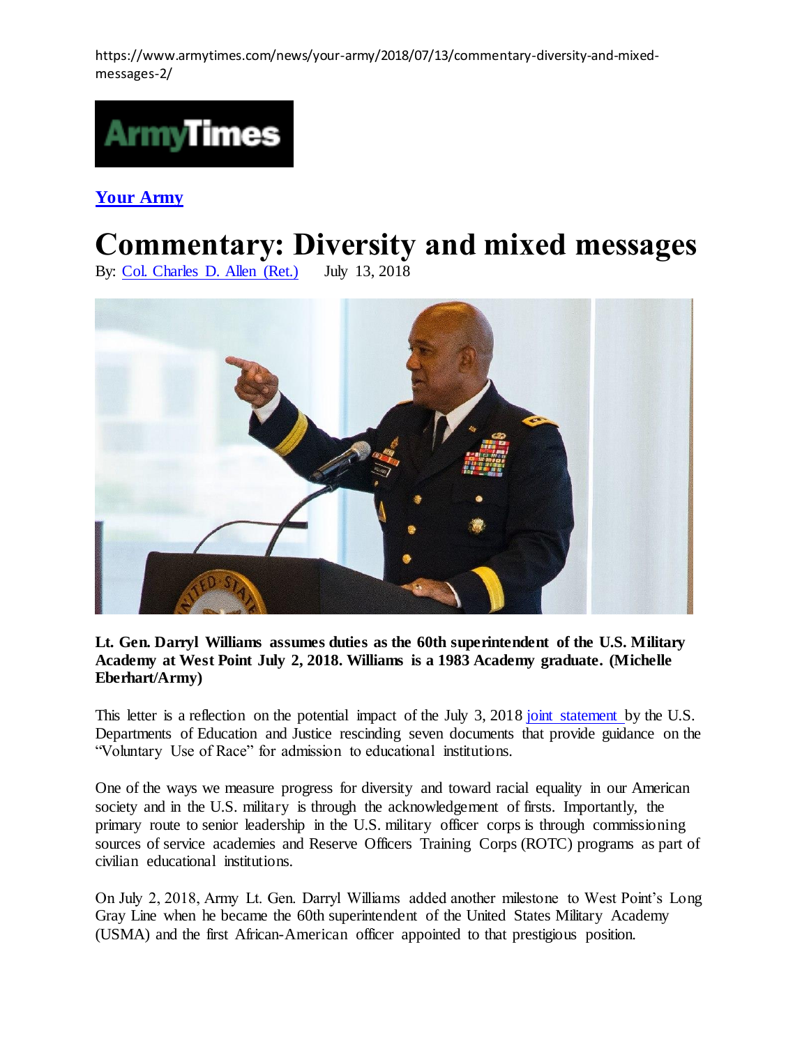https://www.armytimes.com/news/your-army/2018/07/13/commentary-diversity-and-mixed-messages-2/

**Your Army**

# Commentary: Diversity and mixed messages

By: Col. Charles D. Allen (Ret.)     July 13, 2018

**Lt. Gen. Darryl Williams assumes duties as the 60th superintendent of the U.S. Military Academy at West Point July 2, 2018. Williams is a 1983 Academy graduate. (Michelle Eberhart/Army)**

This letter is a reflection on the potential impact of the July 3, 2018 joint statement by the U.S. Departments of Education and Justice rescinding seven documents that provide guidance on the "Voluntary Use of Race" for admission to educational institutions.

One of the ways we measure progress for diversity and toward racial equality in our American society and in the U.S. military is through the acknowledgement of firsts. Importantly, the primary route to senior leadership in the U.S. military officer corps is through commissioning sources of service academies and Reserve Officers Training Corps (ROTC) programs as part of civilian educational institutions.

On July 2, 2018, Army Lt. Gen. Darryl Williams added another milestone to West Point's Long Gray Line when he became the 60th superintendent of the United States Military Academy (USMA) and the first African-American officer appointed to that prestigious position.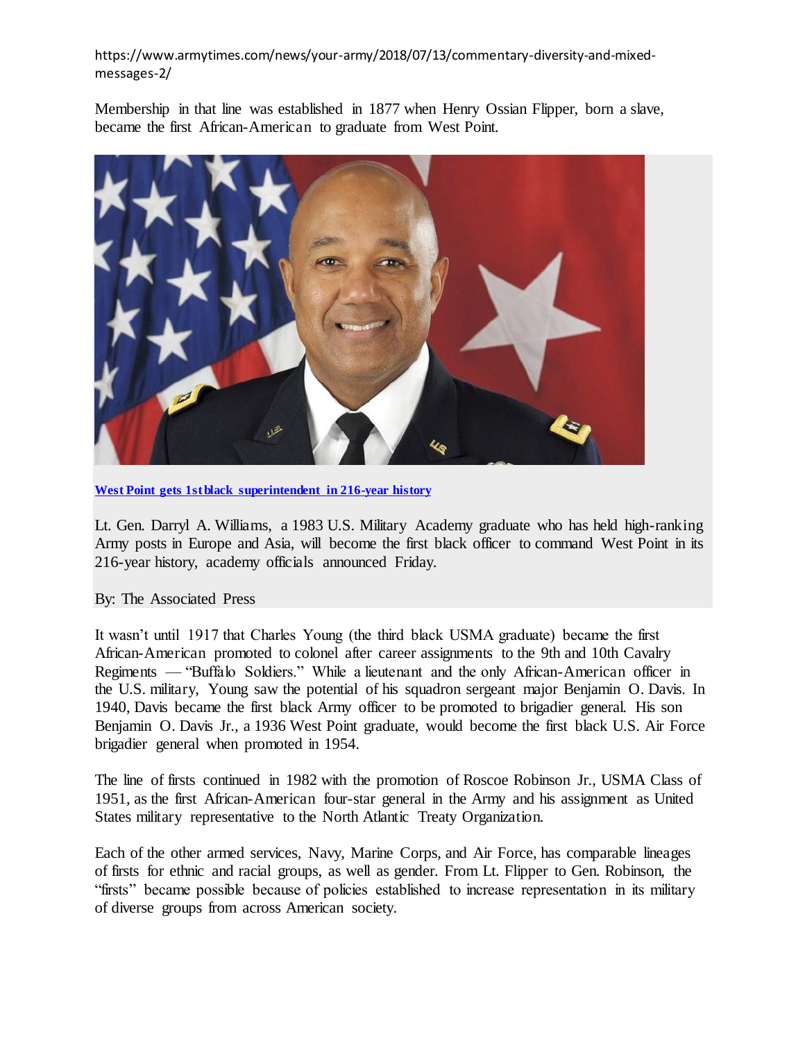https://www.armytimes.com/news/your-army/2018/07/13/commentary-diversity-and-mixed-messages-2/

Membership in that line was established in 1877 when Henry Ossian Flipper, born a slave, became the first African-American to graduate from West Point.

**[West Point gets 1st black superintendent in 216-year history]()**

Lt. Gen. Darryl A. Williams, a 1983 U.S. Military Academy graduate who has held high-ranking Army posts in Europe and Asia, will become the first black officer to command West Point in its 216-year history, academy officials announced Friday.

By: The Associated Press

It wasn't until 1917 that Charles Young (the third black USMA graduate) became the first African-American promoted to colonel after career assignments to the 9th and 10th Cavalry Regiments — "Buffalo Soldiers." While a lieutenant and the only African-American officer in the U.S. military, Young saw the potential of his squadron sergeant major Benjamin O. Davis. In 1940, Davis became the first black Army officer to be promoted to brigadier general. His son Benjamin O. Davis Jr., a 1936 West Point graduate, would become the first black U.S. Air Force brigadier general when promoted in 1954.

The line of firsts continued in 1982 with the promotion of Roscoe Robinson Jr., USMA Class of 1951, as the first African-American four-star general in the Army and his assignment as United States military representative to the North Atlantic Treaty Organization.

Each of the other armed services, Navy, Marine Corps, and Air Force, has comparable lineages of firsts for ethnic and racial groups, as well as gender. From Lt. Flipper to Gen. Robinson, the "firsts" became possible because of policies established to increase representation in its military of diverse groups from across American society.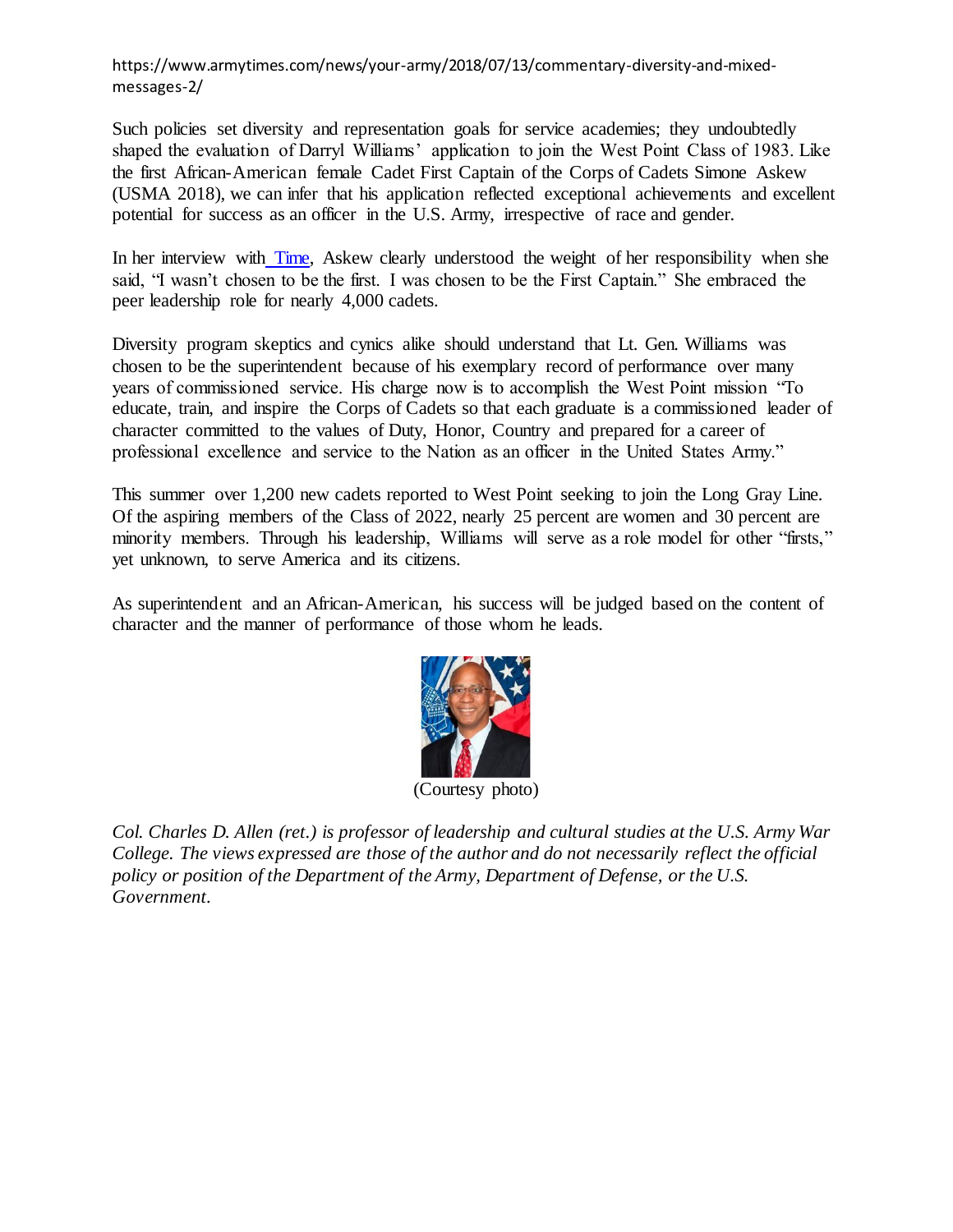https://www.armytimes.com/news/your-army/2018/07/13/commentary-diversity-and-mixed-messages-2/

Such policies set diversity and representation goals for service academies; they undoubtedly shaped the evaluation of Darryl Williams' application to join the West Point Class of 1983. Like the first African-American female Cadet First Captain of the Corps of Cadets Simone Askew (USMA 2018), we can infer that his application reflected exceptional achievements and excellent potential for success as an officer in the U.S. Army, irrespective of race and gender.

In her interview with Time, Askew clearly understood the weight of her responsibility when she said, "I wasn't chosen to be the first. I was chosen to be the First Captain." She embraced the peer leadership role for nearly 4,000 cadets.

Diversity program skeptics and cynics alike should understand that Lt. Gen. Williams was chosen to be the superintendent because of his exemplary record of performance over many years of commissioned service. His charge now is to accomplish the West Point mission "To educate, train, and inspire the Corps of Cadets so that each graduate is a commissioned leader of character committed to the values of Duty, Honor, Country and prepared for a career of professional excellence and service to the Nation as an officer in the United States Army."

This summer over 1,200 new cadets reported to West Point seeking to join the Long Gray Line. Of the aspiring members of the Class of 2022, nearly 25 percent are women and 30 percent are minority members. Through his leadership, Williams will serve as a role model for other "firsts," yet unknown, to serve America and its citizens.

As superintendent and an African-American, his success will be judged based on the content of character and the manner of performance of those whom he leads.

(Courtesy photo)

*Col. Charles D. Allen (ret.) is professor of leadership and cultural studies at the U.S. Army War College. The views expressed are those of the author and do not necessarily reflect the official policy or position of the Department of the Army, Department of Defense, or the U.S. Government.*